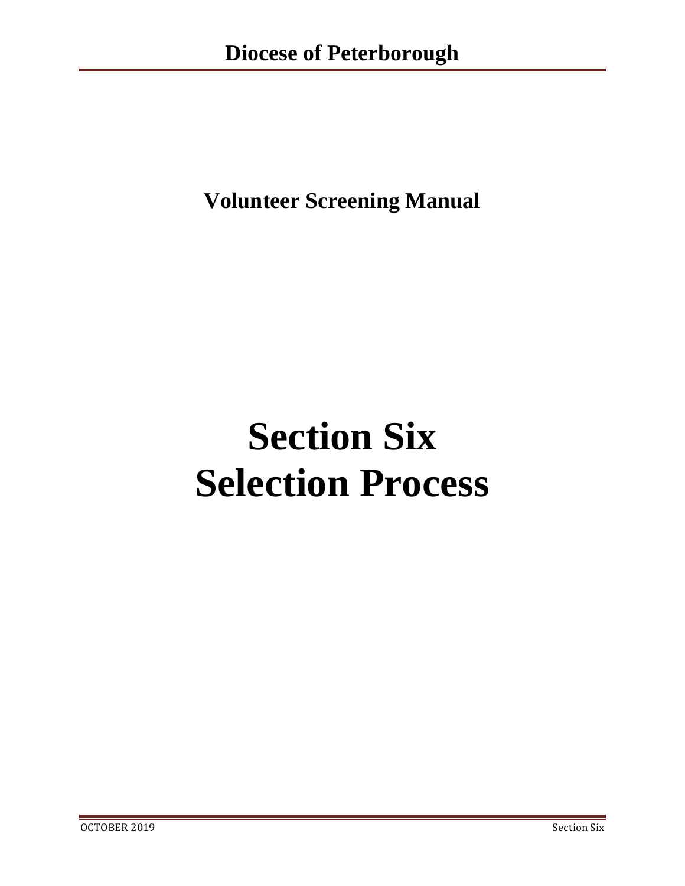# Diocese of Peterborough

## Volunteer Screening Manual

# Section Six
# Selection Process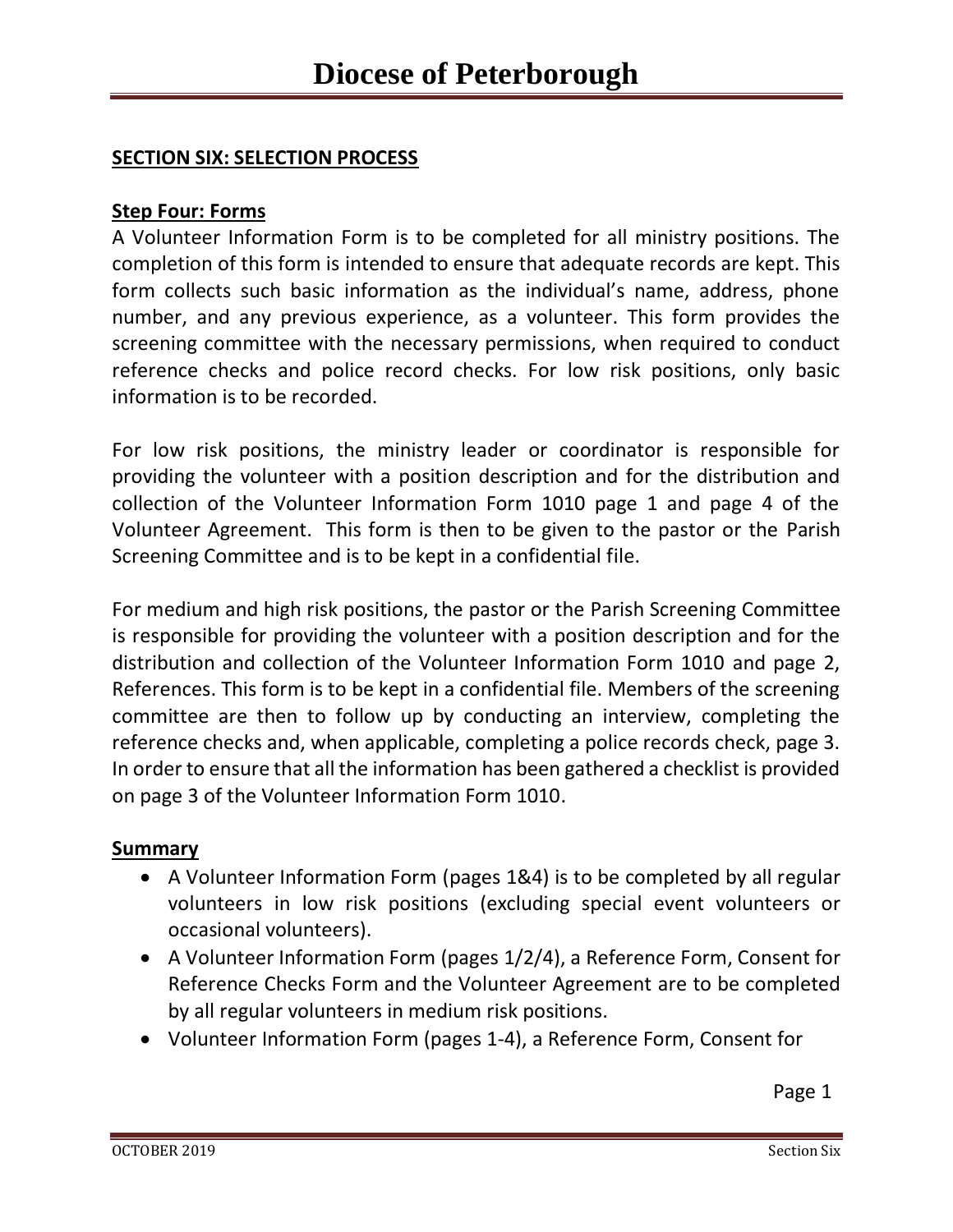## SECTION SIX: SELECTION PROCESS

### Step Four: Forms

A Volunteer Information Form is to be completed for all ministry positions. The completion of this form is intended to ensure that adequate records are kept. This form collects such basic information as the individual's name, address, phone number, and any previous experience, as a volunteer. This form provides the screening committee with the necessary permissions, when required to conduct reference checks and police record checks. For low risk positions, only basic information is to be recorded.

For low risk positions, the ministry leader or coordinator is responsible for providing the volunteer with a position description and for the distribution and collection of the Volunteer Information Form 1010 page 1 and page 4 of the Volunteer Agreement. This form is then to be given to the pastor or the Parish Screening Committee and is to be kept in a confidential file.

For medium and high risk positions, the pastor or the Parish Screening Committee is responsible for providing the volunteer with a position description and for the distribution and collection of the Volunteer Information Form 1010 and page 2, References. This form is to be kept in a confidential file. Members of the screening committee are then to follow up by conducting an interview, completing the reference checks and, when applicable, completing a police records check, page 3. In order to ensure that all the information has been gathered a checklist is provided on page 3 of the Volunteer Information Form 1010.

### Summary

- A Volunteer Information Form (pages 1&4) is to be completed by all regular volunteers in low risk positions (excluding special event volunteers or occasional volunteers).
- A Volunteer Information Form (pages 1/2/4), a Reference Form, Consent for Reference Checks Form and the Volunteer Agreement are to be completed by all regular volunteers in medium risk positions.
- Volunteer Information Form (pages 1-4), a Reference Form, Consent for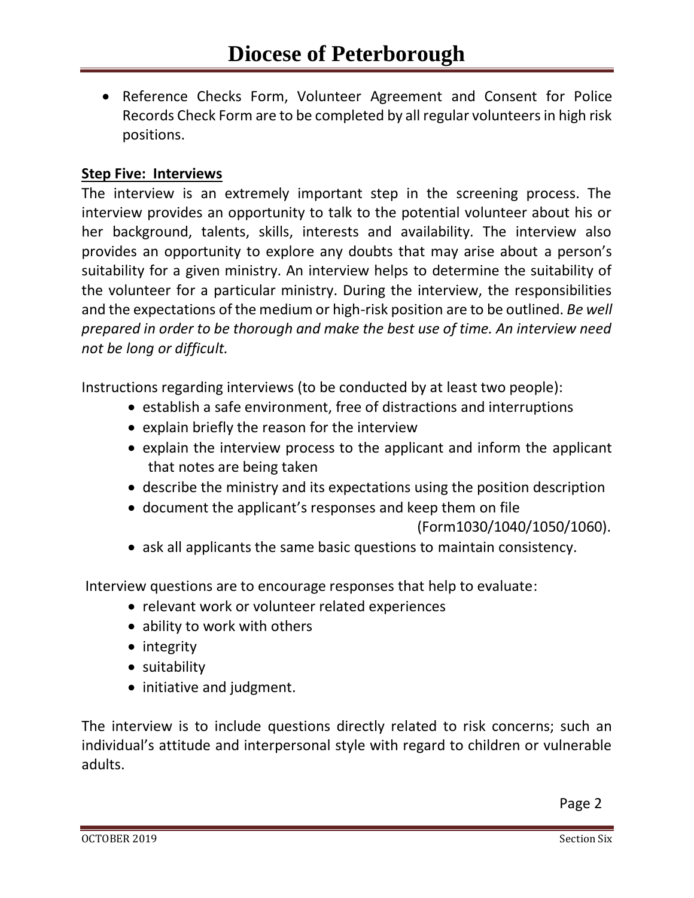- Reference Checks Form, Volunteer Agreement and Consent for Police Records Check Form are to be completed by all regular volunteers in high risk positions.

**Step Five: Interviews**

The interview is an extremely important step in the screening process. The interview provides an opportunity to talk to the potential volunteer about his or her background, talents, skills, interests and availability. The interview also provides an opportunity to explore any doubts that may arise about a person's suitability for a given ministry. An interview helps to determine the suitability of the volunteer for a particular ministry. During the interview, the responsibilities and the expectations of the medium or high-risk position are to be outlined. *Be well prepared in order to be thorough and make the best use of time. An interview need not be long or difficult.*

Instructions regarding interviews (to be conducted by at least two people):

- establish a safe environment, free of distractions and interruptions
- explain briefly the reason for the interview
- explain the interview process to the applicant and inform the applicant that notes are being taken
- describe the ministry and its expectations using the position description
- document the applicant's responses and keep them on file (Form1030/1040/1050/1060).
- ask all applicants the same basic questions to maintain consistency.

Interview questions are to encourage responses that help to evaluate:

- relevant work or volunteer related experiences
- ability to work with others
- integrity
- suitability
- initiative and judgment.

The interview is to include questions directly related to risk concerns; such an individual's attitude and interpersonal style with regard to children or vulnerable adults.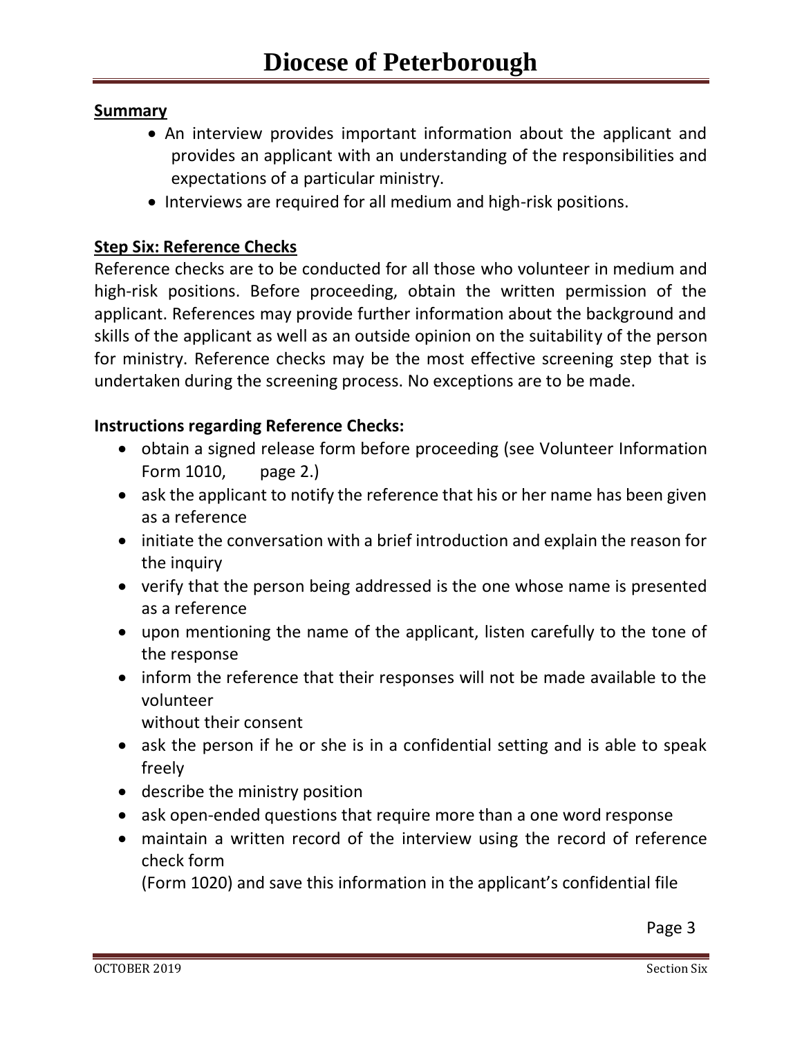**Summary**

- An interview provides important information about the applicant and provides an applicant with an understanding of the responsibilities and expectations of a particular ministry.
- Interviews are required for all medium and high-risk positions.

**Step Six: Reference Checks**

Reference checks are to be conducted for all those who volunteer in medium and high-risk positions. Before proceeding, obtain the written permission of the applicant. References may provide further information about the background and skills of the applicant as well as an outside opinion on the suitability of the person for ministry. Reference checks may be the most effective screening step that is undertaken during the screening process. No exceptions are to be made.

**Instructions regarding Reference Checks:**

- obtain a signed release form before proceeding (see Volunteer Information Form 1010, page 2.)
- ask the applicant to notify the reference that his or her name has been given as a reference
- initiate the conversation with a brief introduction and explain the reason for the inquiry
- verify that the person being addressed is the one whose name is presented as a reference
- upon mentioning the name of the applicant, listen carefully to the tone of the response
- inform the reference that their responses will not be made available to the volunteer without their consent
- ask the person if he or she is in a confidential setting and is able to speak freely
- describe the ministry position
- ask open-ended questions that require more than a one word response
- maintain a written record of the interview using the record of reference check form (Form 1020) and save this information in the applicant's confidential file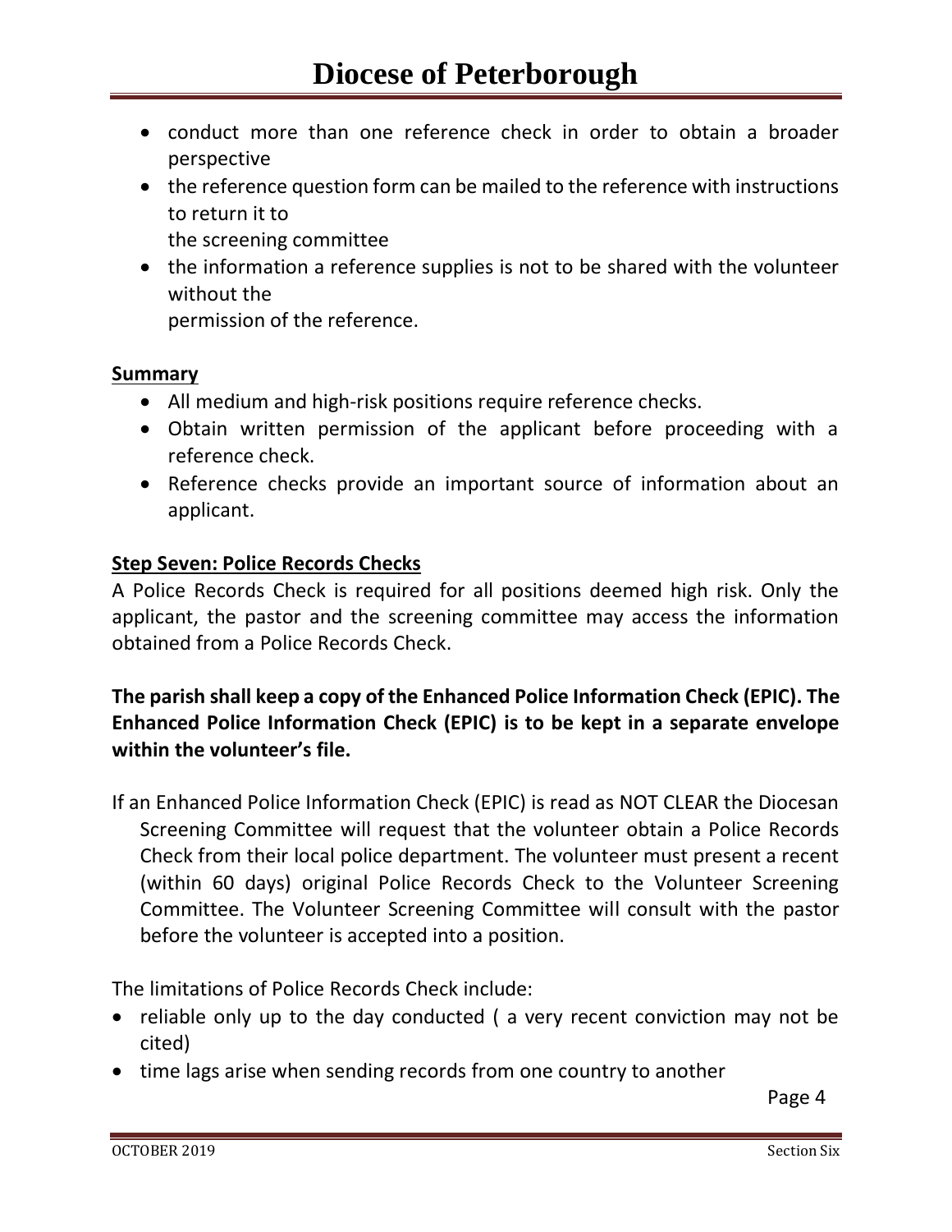- conduct more than one reference check in order to obtain a broader perspective
- the reference question form can be mailed to the reference with instructions to return it to
  the screening committee
- the information a reference supplies is not to be shared with the volunteer without the
  permission of the reference.

**Summary**

- All medium and high-risk positions require reference checks.
- Obtain written permission of the applicant before proceeding with a reference check.
- Reference checks provide an important source of information about an applicant.

**Step Seven: Police Records Checks**

A Police Records Check is required for all positions deemed high risk. Only the applicant, the pastor and the screening committee may access the information obtained from a Police Records Check.

**The parish shall keep a copy of the Enhanced Police Information Check (EPIC). The Enhanced Police Information Check (EPIC) is to be kept in a separate envelope within the volunteer's file.**

If an Enhanced Police Information Check (EPIC) is read as NOT CLEAR the Diocesan Screening Committee will request that the volunteer obtain a Police Records Check from their local police department. The volunteer must present a recent (within 60 days) original Police Records Check to the Volunteer Screening Committee. The Volunteer Screening Committee will consult with the pastor before the volunteer is accepted into a position.

The limitations of Police Records Check include:

- reliable only up to the day conducted ( a very recent conviction may not be cited)
- time lags arise when sending records from one country to another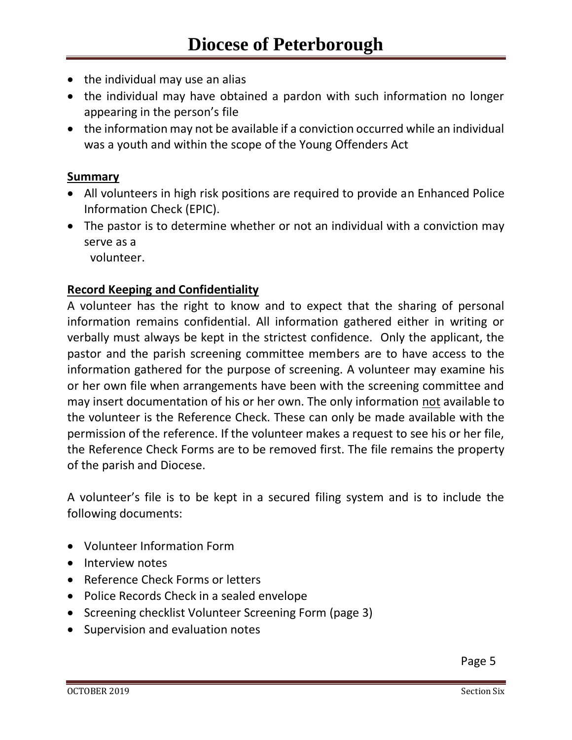- the individual may use an alias
- the individual may have obtained a pardon with such information no longer appearing in the person's file
- the information may not be available if a conviction occurred while an individual was a youth and within the scope of the Young Offenders Act

**Summary**

- All volunteers in high risk positions are required to provide an Enhanced Police Information Check (EPIC).
- The pastor is to determine whether or not an individual with a conviction may serve as a volunteer.

**Record Keeping and Confidentiality**

A volunteer has the right to know and to expect that the sharing of personal information remains confidential. All information gathered either in writing or verbally must always be kept in the strictest confidence. Only the applicant, the pastor and the parish screening committee members are to have access to the information gathered for the purpose of screening. A volunteer may examine his or her own file when arrangements have been with the screening committee and may insert documentation of his or her own. The only information not available to the volunteer is the Reference Check. These can only be made available with the permission of the reference. If the volunteer makes a request to see his or her file, the Reference Check Forms are to be removed first. The file remains the property of the parish and Diocese.

A volunteer's file is to be kept in a secured filing system and is to include the following documents:

- Volunteer Information Form
- Interview notes
- Reference Check Forms or letters
- Police Records Check in a sealed envelope
- Screening checklist Volunteer Screening Form (page 3)
- Supervision and evaluation notes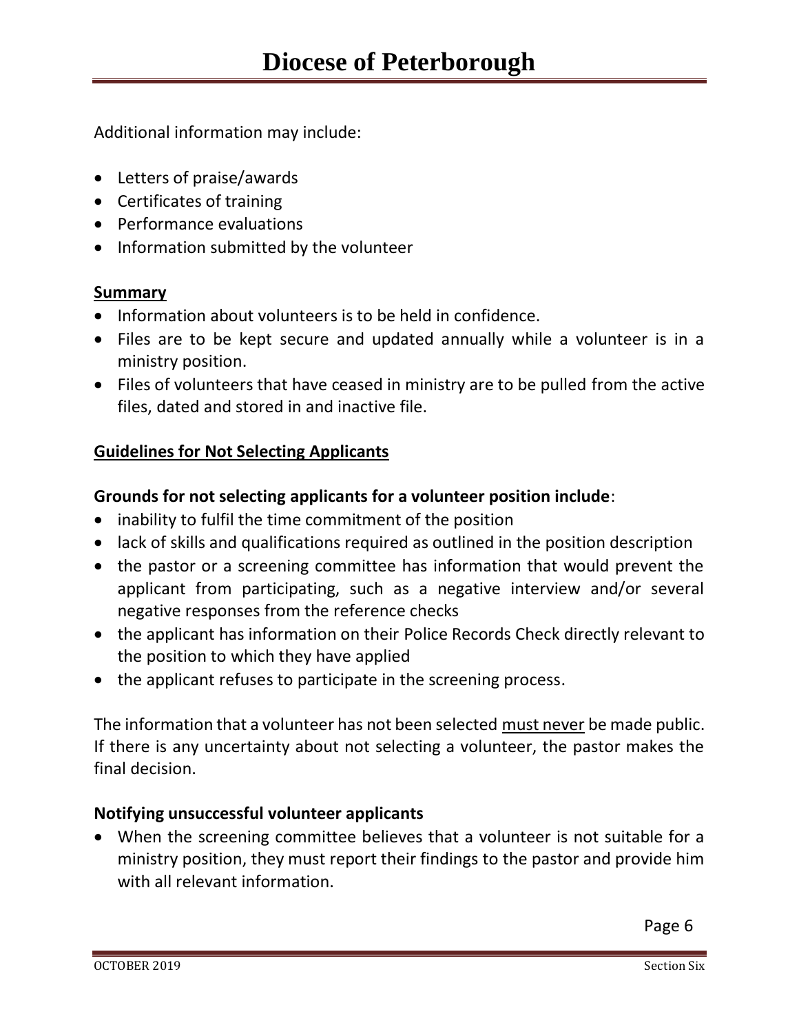Additional information may include:

- Letters of praise/awards
- Certificates of training
- Performance evaluations
- Information submitted by the volunteer

**Summary**

- Information about volunteers is to be held in confidence.
- Files are to be kept secure and updated annually while a volunteer is in a ministry position.
- Files of volunteers that have ceased in ministry are to be pulled from the active files, dated and stored in and inactive file.

**Guidelines for Not Selecting Applicants**

**Grounds for not selecting applicants for a volunteer position include**:

- inability to fulfil the time commitment of the position
- lack of skills and qualifications required as outlined in the position description
- the pastor or a screening committee has information that would prevent the applicant from participating, such as a negative interview and/or several negative responses from the reference checks
- the applicant has information on their Police Records Check directly relevant to the position to which they have applied
- the applicant refuses to participate in the screening process.

The information that a volunteer has not been selected must never be made public. If there is any uncertainty about not selecting a volunteer, the pastor makes the final decision.

**Notifying unsuccessful volunteer applicants**

- When the screening committee believes that a volunteer is not suitable for a ministry position, they must report their findings to the pastor and provide him with all relevant information.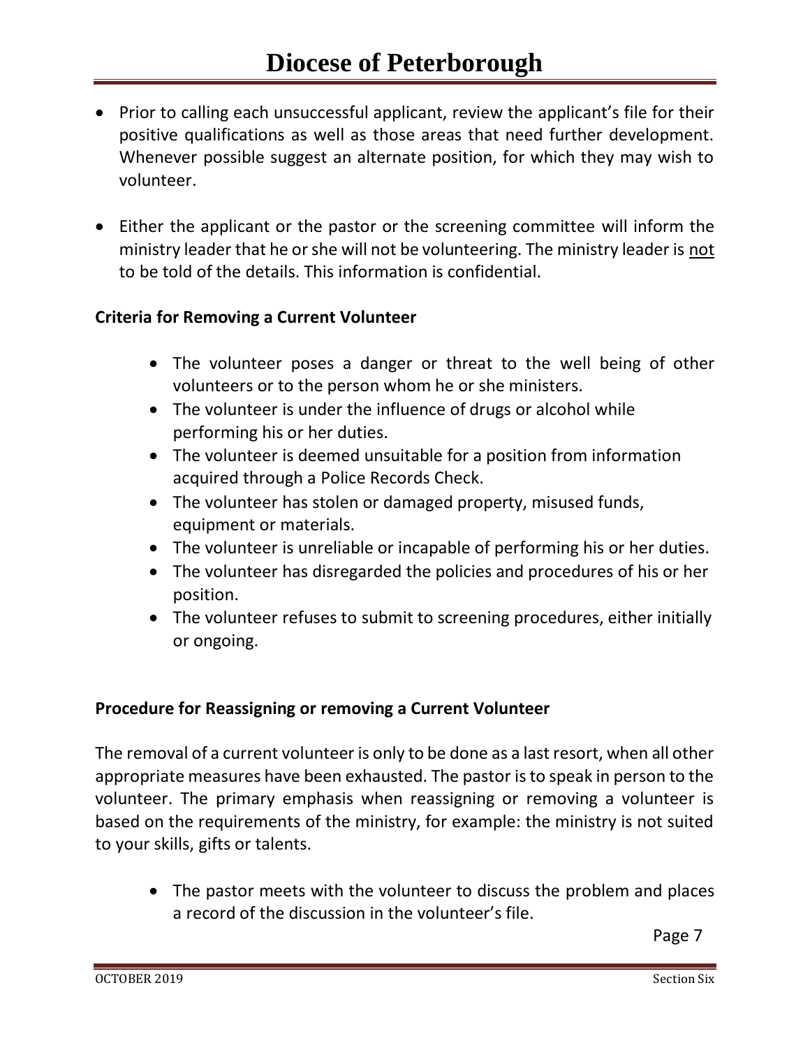- Prior to calling each unsuccessful applicant, review the applicant's file for their positive qualifications as well as those areas that need further development. Whenever possible suggest an alternate position, for which they may wish to volunteer.

- Either the applicant or the pastor or the screening committee will inform the ministry leader that he or she will not be volunteering. The ministry leader is <u>not</u> to be told of the details. This information is confidential.

**Criteria for Removing a Current Volunteer**

- The volunteer poses a danger or threat to the well being of other volunteers or to the person whom he or she ministers.
- The volunteer is under the influence of drugs or alcohol while performing his or her duties.
- The volunteer is deemed unsuitable for a position from information acquired through a Police Records Check.
- The volunteer has stolen or damaged property, misused funds, equipment or materials.
- The volunteer is unreliable or incapable of performing his or her duties.
- The volunteer has disregarded the policies and procedures of his or her position.
- The volunteer refuses to submit to screening procedures, either initially or ongoing.

**Procedure for Reassigning or removing a Current Volunteer**

The removal of a current volunteer is only to be done as a last resort, when all other appropriate measures have been exhausted. The pastor is to speak in person to the volunteer. The primary emphasis when reassigning or removing a volunteer is based on the requirements of the ministry, for example: the ministry is not suited to your skills, gifts or talents.

- The pastor meets with the volunteer to discuss the problem and places a record of the discussion in the volunteer's file.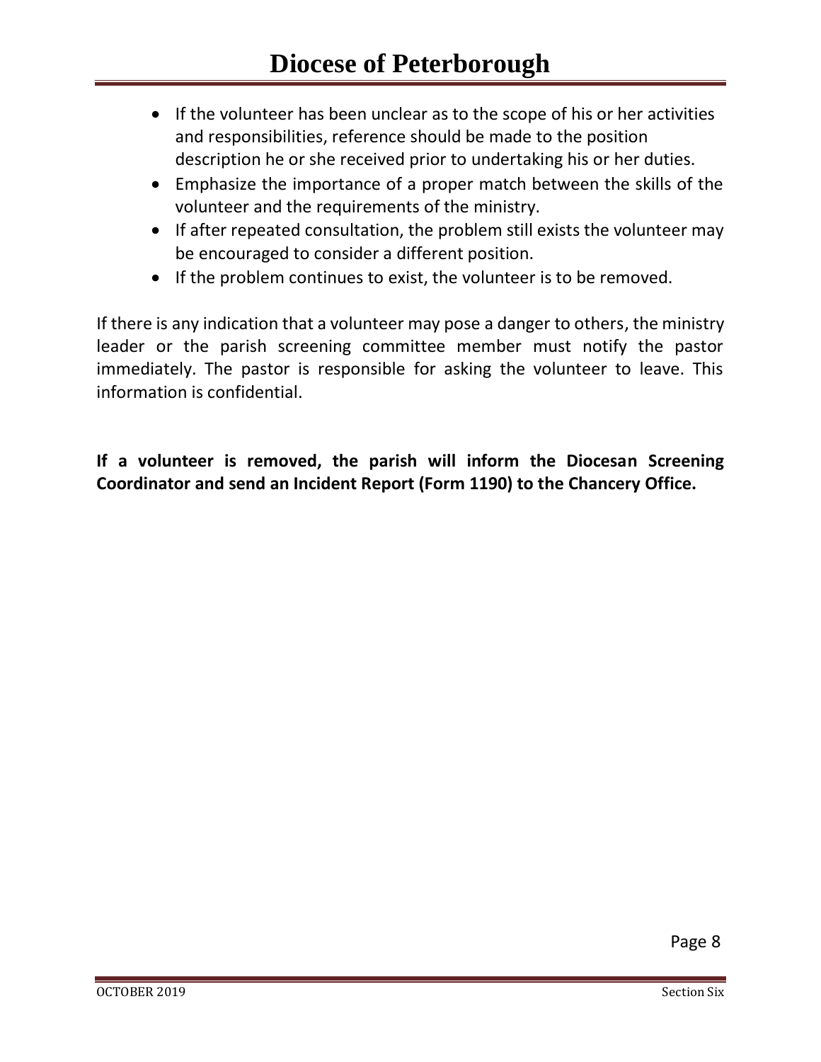- If the volunteer has been unclear as to the scope of his or her activities and responsibilities, reference should be made to the position description he or she received prior to undertaking his or her duties.
- Emphasize the importance of a proper match between the skills of the volunteer and the requirements of the ministry.
- If after repeated consultation, the problem still exists the volunteer may be encouraged to consider a different position.
- If the problem continues to exist, the volunteer is to be removed.

If there is any indication that a volunteer may pose a danger to others, the ministry leader or the parish screening committee member must notify the pastor immediately. The pastor is responsible for asking the volunteer to leave. This information is confidential.

**If a volunteer is removed, the parish will inform the Diocesan Screening Coordinator and send an Incident Report (Form 1190) to the Chancery Office.**